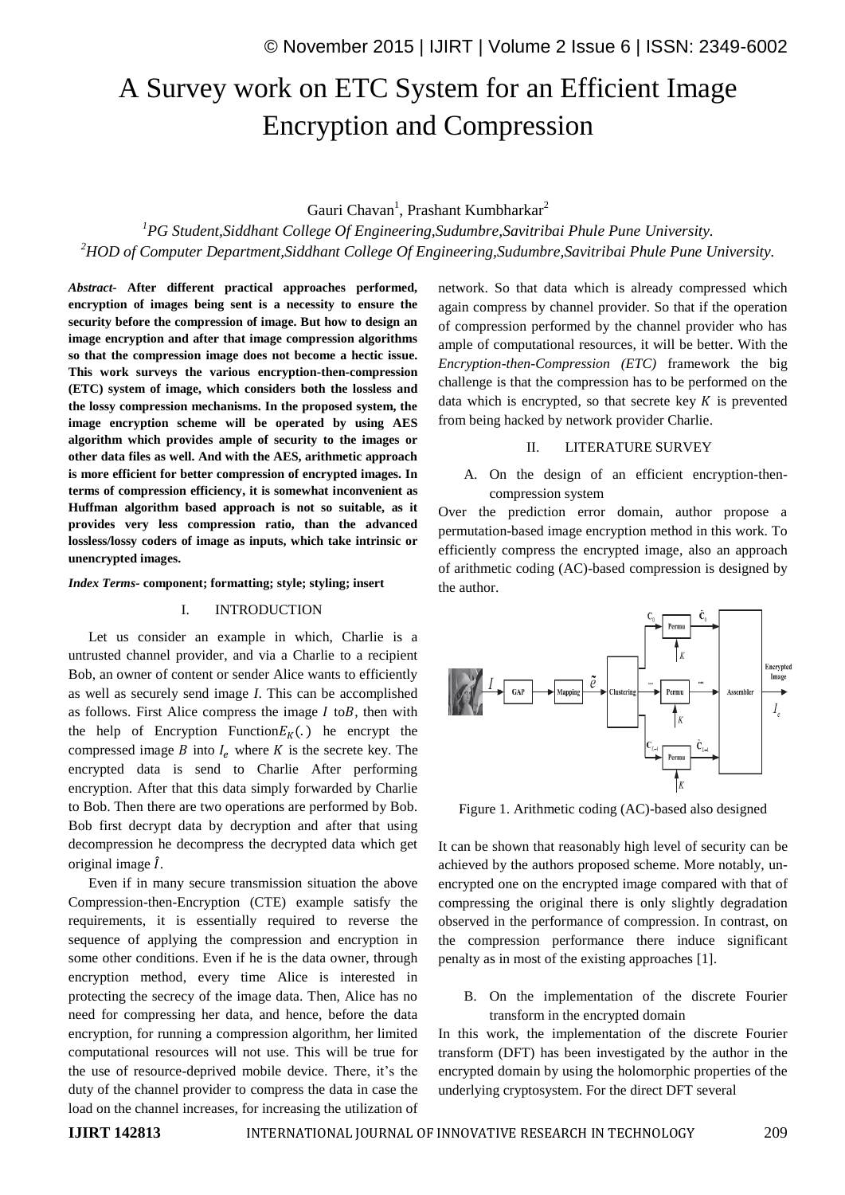# A Survey work on ETC System for an Efficient Image Encryption and Compression

Gauri Chavan[1], Prashant Kumbharkar[2]

[1]PG Student,Siddhant College Of Engineering,Sudumbre,Savitribai Phule Pune University.

[2]HOD of Computer Department,Siddhant College Of Engineering,Sudumbre,Savitribai Phule Pune University.

***Abstract-*** **After different practical approaches performed, encryption of images being sent is a necessity to ensure the security before the compression of image. But how to design an image encryption and after that image compression algorithms so that the compression image does not become a hectic issue. This work surveys the various encryption-then-compression (ETC) system of image, which considers both the lossless and the lossy compression mechanisms. In the proposed system, the image encryption scheme will be operated by using AES algorithm which provides ample of security to the images or other data files as well. And with the AES, arithmetic approach is more efficient for better compression of encrypted images. In terms of compression efficiency, it is somewhat inconvenient as Huffman algorithm based approach is not so suitable, as it provides very less compression ratio, than the advanced lossless/lossy coders of image as inputs, which take intrinsic or unencrypted images.**

***Index Terms-*** **component; formatting; style; styling; insert**

## I. INTRODUCTION

Let us consider an example in which, Charlie is a untrusted channel provider, and via a Charlie to a recipient Bob, an owner of content or sender Alice wants to efficiently as well as securely send image $I$. This can be accomplished as follows. First Alice compress the image $I$ to$B$, then with the help of Encryption Function$E_K(.)$ he encrypt the compressed image $B$ into $I_e$ where $K$ is the secrete key. The encrypted data is send to Charlie After performing encryption. After that this data simply forwarded by Charlie to Bob. Then there are two operations are performed by Bob. Bob first decrypt data by decryption and after that using decompression he decompress the decrypted data which get original image $\hat{I}$.

Even if in many secure transmission situation the above Compression-then-Encryption (CTE) example satisfy the requirements, it is essentially required to reverse the sequence of applying the compression and encryption in some other conditions. Even if he is the data owner, through encryption method, every time Alice is interested in protecting the secrecy of the image data. Then, Alice has no need for compressing her data, and hence, before the data encryption, for running a compression algorithm, her limited computational resources will not use. This will be true for the use of resource-deprived mobile device. There, it's the duty of the channel provider to compress the data in case the load on the channel increases, for increasing the utilization of network. So that data which is already compressed which again compress by channel provider. So that if the operation of compression performed by the channel provider who has ample of computational resources, it will be better. With the *Encryption-then-Compression (ETC)* framework the big challenge is that the compression has to be performed on the data which is encrypted, so that secrete key $K$ is prevented from being hacked by network provider Charlie.

## II. LITERATURE SURVEY

### A. On the design of an efficient encryption-then-compression system

Over the prediction error domain, author propose a permutation-based image encryption method in this work. To efficiently compress the encrypted image, also an approach of arithmetic coding (AC)-based compression is designed by the author.

Figure 1. Arithmetic coding (AC)-based also designed

It can be shown that reasonably high level of security can be achieved by the authors proposed scheme. More notably, un-encrypted one on the encrypted image compared with that of compressing the original there is only slightly degradation observed in the performance of compression. In contrast, on the compression performance there induce significant penalty as in most of the existing approaches [1].

### B. On the implementation of the discrete Fourier transform in the encrypted domain

In this work, the implementation of the discrete Fourier transform (DFT) has been investigated by the author in the encrypted domain by using the holomorphic properties of the underlying cryptosystem. For the direct DFT several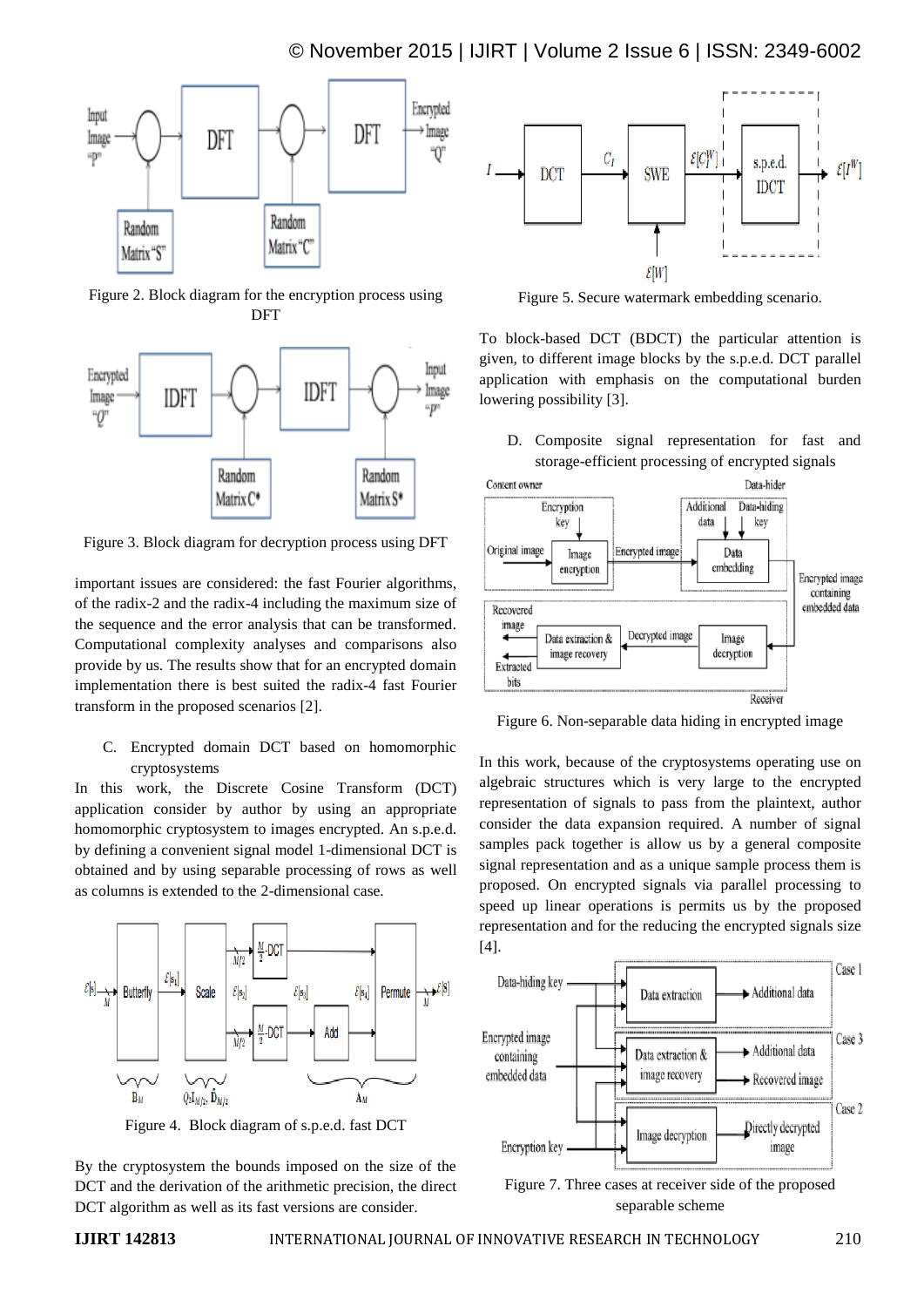Figure 2. Block diagram for the encryption process using DFT

Figure 3. Block diagram for decryption process using DFT

important issues are considered: the fast Fourier algorithms, of the radix-2 and the radix-4 including the maximum size of the sequence and the error analysis that can be transformed. Computational complexity analyses and comparisons also provide by us. The results show that for an encrypted domain implementation there is best suited the radix-4 fast Fourier transform in the proposed scenarios [2].

C. Encrypted domain DCT based on homomorphic cryptosystems

In this work, the Discrete Cosine Transform (DCT) application consider by author by using an appropriate homomorphic cryptosystem to images encrypted. An s.p.e.d. by defining a convenient signal model 1-dimensional DCT is obtained and by using separable processing of rows as well as columns is extended to the 2-dimensional case.

Figure 4. Block diagram of s.p.e.d. fast DCT

By the cryptosystem the bounds imposed on the size of the DCT and the derivation of the arithmetic precision, the direct DCT algorithm as well as its fast versions are consider.

Figure 5. Secure watermark embedding scenario.

To block-based DCT (BDCT) the particular attention is given, to different image blocks by the s.p.e.d. DCT parallel application with emphasis on the computational burden lowering possibility [3].

D. Composite signal representation for fast and storage-efficient processing of encrypted signals

Figure 6. Non-separable data hiding in encrypted image

In this work, because of the cryptosystems operating use on algebraic structures which is very large to the encrypted representation of signals to pass from the plaintext, author consider the data expansion required. A number of signal samples pack together is allow us by a general composite signal representation and as a unique sample process them is proposed. On encrypted signals via parallel processing to speed up linear operations is permits us by the proposed representation and for the reducing the encrypted signals size [4].

Figure 7. Three cases at receiver side of the proposed separable scheme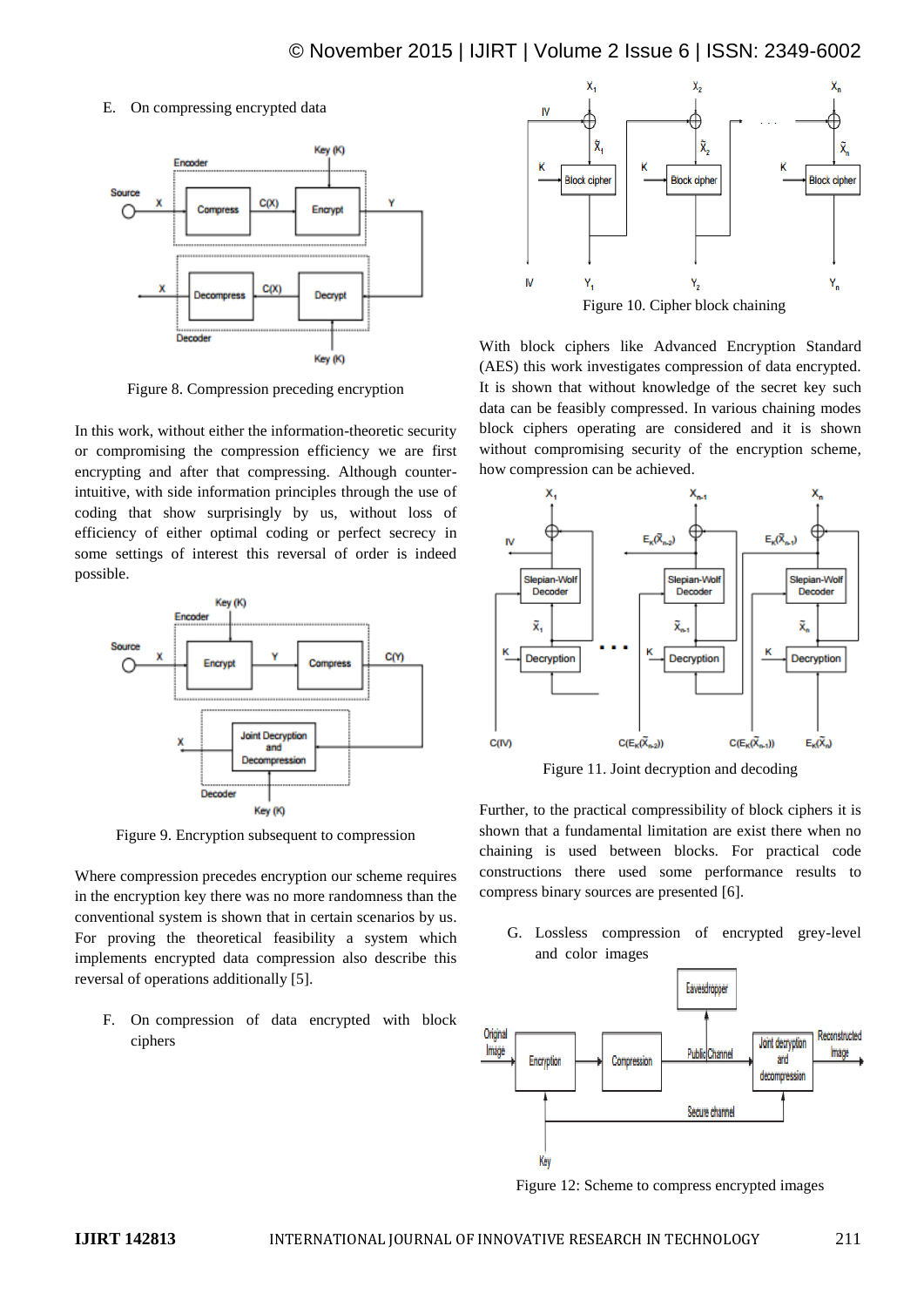E. On compressing encrypted data

Figure 8. Compression preceding encryption

In this work, without either the information-theoretic security or compromising the compression efficiency we are first encrypting and after that compressing. Although counter-intuitive, with side information principles through the use of coding that show surprisingly by us, without loss of efficiency of either optimal coding or perfect secrecy in some settings of interest this reversal of order is indeed possible.

Figure 9. Encryption subsequent to compression

Where compression precedes encryption our scheme requires in the encryption key there was no more randomness than the conventional system is shown that in certain scenarios by us. For proving the theoretical feasibility a system which implements encrypted data compression also describe this reversal of operations additionally [5].

F. On compression of data encrypted with block ciphers

Figure 10. Cipher block chaining

With block ciphers like Advanced Encryption Standard (AES) this work investigates compression of data encrypted. It is shown that without knowledge of the secret key such data can be feasibly compressed. In various chaining modes block ciphers operating are considered and it is shown without compromising security of the encryption scheme, how compression can be achieved.

Figure 11. Joint decryption and decoding

Further, to the practical compressibility of block ciphers it is shown that a fundamental limitation are exist there when no chaining is used between blocks. For practical code constructions there used some performance results to compress binary sources are presented [6].

G. Lossless compression of encrypted grey-level and color images

Figure 12: Scheme to compress encrypted images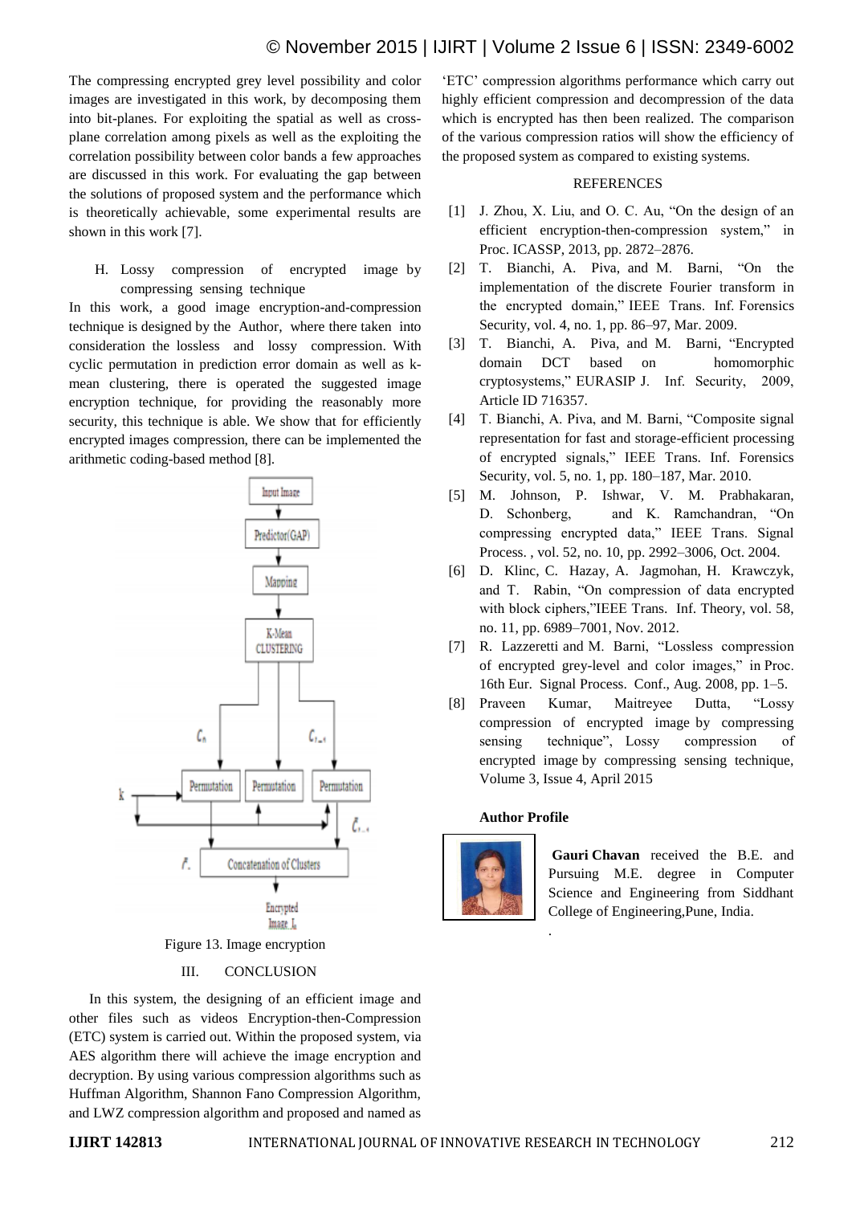The compressing encrypted grey level possibility and color images are investigated in this work, by decomposing them into bit-planes. For exploiting the spatial as well as cross-plane correlation among pixels as well as the exploiting the correlation possibility between color bands a few approaches are discussed in this work. For evaluating the gap between the solutions of proposed system and the performance which is theoretically achievable, some experimental results are shown in this work [7].

### H. Lossy compression of encrypted image by compressing sensing technique

In this work, a good image encryption-and-compression technique is designed by the Author, where there taken into consideration the lossless and lossy compression. With cyclic permutation in prediction error domain as well as k-mean clustering, there is operated the suggested image encryption technique, for providing the reasonably more security, this technique is able. We show that for efficiently encrypted images compression, there can be implemented the arithmetic coding-based method [8].

Input Image
Predictor(GAP)
Mapping
K-Mean CLUSTERING
$C_0$
$C_{L-1}$
k
Permutation
Permutation
Permutation
$\tilde{C}_{L-1}$
$\tilde{I}$
Concatenation of Clusters
Encrypted Image $I_e$

Figure 13. Image encryption

## III. CONCLUSION

In this system, the designing of an efficient image and other files such as videos Encryption-then-Compression (ETC) system is carried out. Within the proposed system, via AES algorithm there will achieve the image encryption and decryption. By using various compression algorithms such as Huffman Algorithm, Shannon Fano Compression Algorithm, and LWZ compression algorithm and proposed and named as 'ETC' compression algorithms performance which carry out highly efficient compression and decompression of the data which is encrypted has then been realized. The comparison of the various compression ratios will show the efficiency of the proposed system as compared to existing systems.

## REFERENCES

[1] J. Zhou, X. Liu, and O. C. Au, "On the design of an efficient encryption-then-compression system," in Proc. ICASSP, 2013, pp. 2872–2876.

[2] T. Bianchi, A. Piva, and M. Barni, "On the implementation of the discrete Fourier transform in the encrypted domain," IEEE Trans. Inf. Forensics Security, vol. 4, no. 1, pp. 86–97, Mar. 2009.

[3] T. Bianchi, A. Piva, and M. Barni, "Encrypted domain DCT based on homomorphic cryptosystems," EURASIP J. Inf. Security, 2009, Article ID 716357.

[4] T. Bianchi, A. Piva, and M. Barni, "Composite signal representation for fast and storage-efficient processing of encrypted signals," IEEE Trans. Inf. Forensics Security, vol. 5, no. 1, pp. 180–187, Mar. 2010.

[5] M. Johnson, P. Ishwar, V. M. Prabhakaran, D. Schonberg, and K. Ramchandran, "On compressing encrypted data," IEEE Trans. Signal Process. , vol. 52, no. 10, pp. 2992–3006, Oct. 2004.

[6] D. Klinc, C. Hazay, A. Jagmohan, H. Krawczyk, and T. Rabin, "On compression of data encrypted with block ciphers,"IEEE Trans. Inf. Theory, vol. 58, no. 11, pp. 6989–7001, Nov. 2012.

[7] R. Lazzeretti and M. Barni, "Lossless compression of encrypted grey-level and color images," in Proc. 16th Eur. Signal Process. Conf., Aug. 2008, pp. 1–5.

[8] Praveen Kumar, Maitreyee Dutta, "Lossy compression of encrypted image by compressing sensing technique", Lossy compression of encrypted image by compressing sensing technique, Volume 3, Issue 4, April 2015

**Author Profile**

**Gauri Chavan** received the B.E. and Pursuing M.E. degree in Computer Science and Engineering from Siddhant College of Engineering,Pune, India.